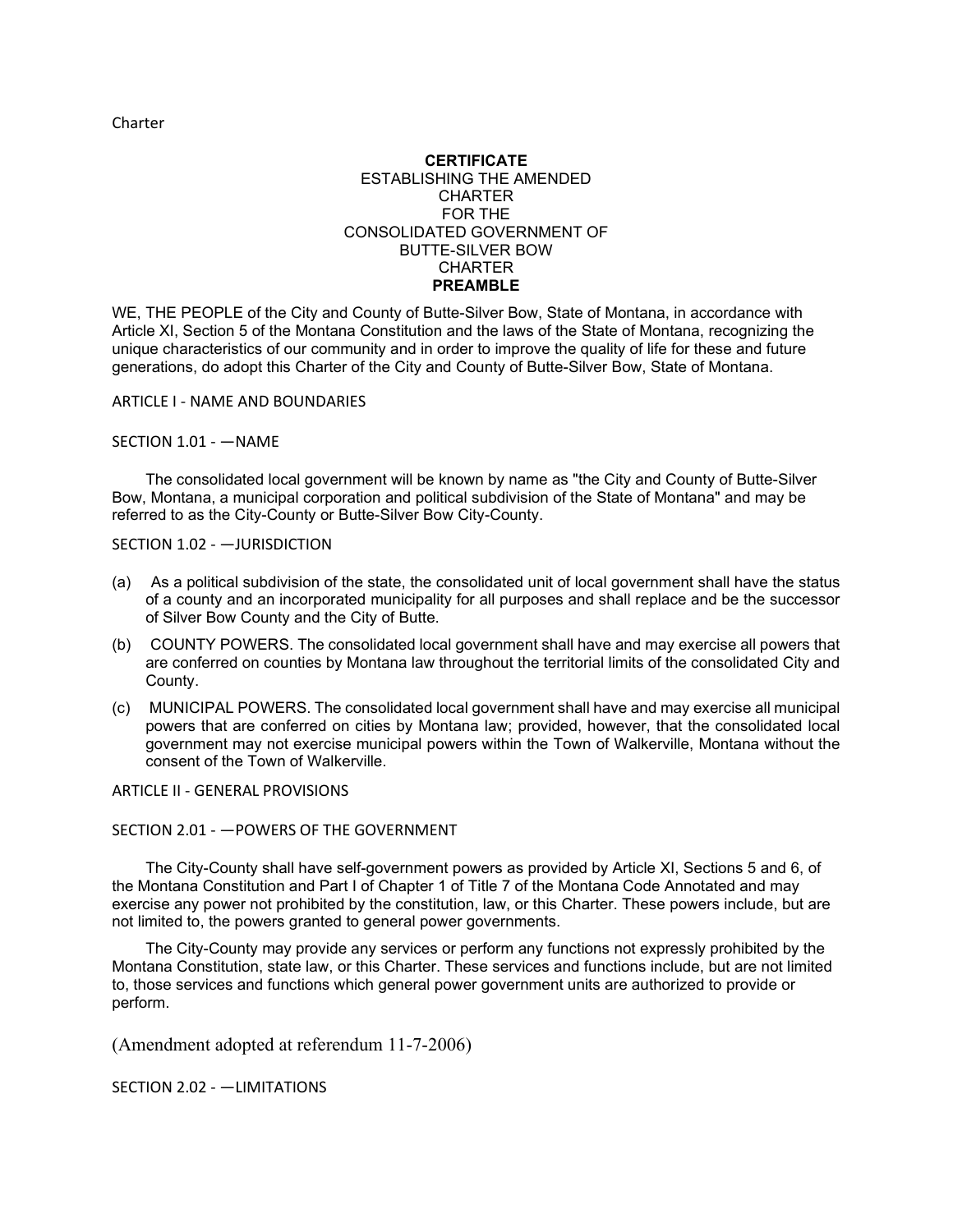Charter

**CERTIFICATE**
ESTABLISHING THE AMENDED
CHARTER
FOR THE
CONSOLIDATED GOVERNMENT OF
BUTTE-SILVER BOW
CHARTER

**PREAMBLE**

WE, THE PEOPLE of the City and County of Butte-Silver Bow, State of Montana, in accordance with Article XI, Section 5 of the Montana Constitution and the laws of the State of Montana, recognizing the unique characteristics of our community and in order to improve the quality of life for these and future generations, do adopt this Charter of the City and County of Butte-Silver Bow, State of Montana.

## ARTICLE I - NAME AND BOUNDARIES

### SECTION 1.01 - —NAME

The consolidated local government will be known by name as "the City and County of Butte-Silver Bow, Montana, a municipal corporation and political subdivision of the State of Montana" and may be referred to as the City-County or Butte-Silver Bow City-County.

### SECTION 1.02 - —JURISDICTION

(a) As a political subdivision of the state, the consolidated unit of local government shall have the status of a county and an incorporated municipality for all purposes and shall replace and be the successor of Silver Bow County and the City of Butte.

(b) COUNTY POWERS. The consolidated local government shall have and may exercise all powers that are conferred on counties by Montana law throughout the territorial limits of the consolidated City and County.

(c) MUNICIPAL POWERS. The consolidated local government shall have and may exercise all municipal powers that are conferred on cities by Montana law; provided, however, that the consolidated local government may not exercise municipal powers within the Town of Walkerville, Montana without the consent of the Town of Walkerville.

## ARTICLE II - GENERAL PROVISIONS

### SECTION 2.01 - —POWERS OF THE GOVERNMENT

The City-County shall have self-government powers as provided by Article XI, Sections 5 and 6, of the Montana Constitution and Part I of Chapter 1 of Title 7 of the Montana Code Annotated and may exercise any power not prohibited by the constitution, law, or this Charter. These powers include, but are not limited to, the powers granted to general power governments.

The City-County may provide any services or perform any functions not expressly prohibited by the Montana Constitution, state law, or this Charter. These services and functions include, but are not limited to, those services and functions which general power government units are authorized to provide or perform.

(Amendment adopted at referendum 11-7-2006)

### SECTION 2.02 - —LIMITATIONS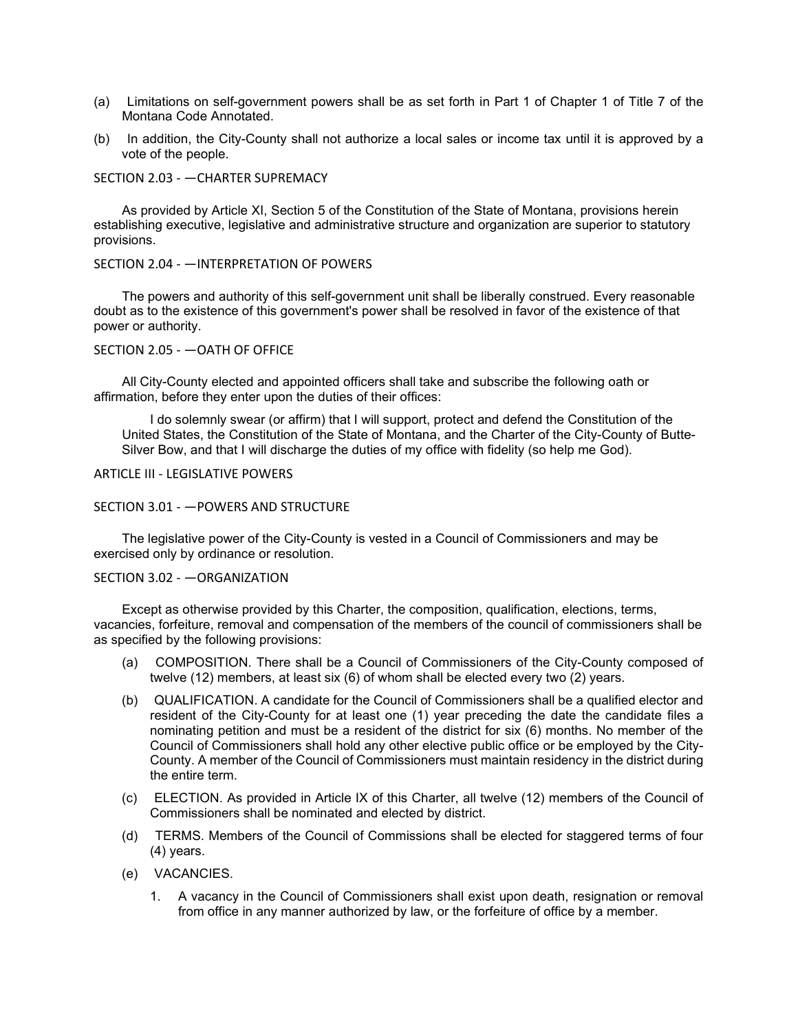(a) Limitations on self-government powers shall be as set forth in Part 1 of Chapter 1 of Title 7 of the Montana Code Annotated.

(b) In addition, the City-County shall not authorize a local sales or income tax until it is approved by a vote of the people.

### SECTION 2.03 - —CHARTER SUPREMACY

As provided by Article XI, Section 5 of the Constitution of the State of Montana, provisions herein establishing executive, legislative and administrative structure and organization are superior to statutory provisions.

### SECTION 2.04 - —INTERPRETATION OF POWERS

The powers and authority of this self-government unit shall be liberally construed. Every reasonable doubt as to the existence of this government's power shall be resolved in favor of the existence of that power or authority.

### SECTION 2.05 - —OATH OF OFFICE

All City-County elected and appointed officers shall take and subscribe the following oath or affirmation, before they enter upon the duties of their offices:

> I do solemnly swear (or affirm) that I will support, protect and defend the Constitution of the United States, the Constitution of the State of Montana, and the Charter of the City-County of Butte-Silver Bow, and that I will discharge the duties of my office with fidelity (so help me God).

## ARTICLE III - LEGISLATIVE POWERS

### SECTION 3.01 - —POWERS AND STRUCTURE

The legislative power of the City-County is vested in a Council of Commissioners and may be exercised only by ordinance or resolution.

### SECTION 3.02 - —ORGANIZATION

Except as otherwise provided by this Charter, the composition, qualification, elections, terms, vacancies, forfeiture, removal and compensation of the members of the council of commissioners shall be as specified by the following provisions:

(a) COMPOSITION. There shall be a Council of Commissioners of the City-County composed of twelve (12) members, at least six (6) of whom shall be elected every two (2) years.

(b) QUALIFICATION. A candidate for the Council of Commissioners shall be a qualified elector and resident of the City-County for at least one (1) year preceding the date the candidate files a nominating petition and must be a resident of the district for six (6) months. No member of the Council of Commissioners shall hold any other elective public office or be employed by the City-County. A member of the Council of Commissioners must maintain residency in the district during the entire term.

(c) ELECTION. As provided in Article IX of this Charter, all twelve (12) members of the Council of Commissioners shall be nominated and elected by district.

(d) TERMS. Members of the Council of Commissions shall be elected for staggered terms of four (4) years.

(e) VACANCIES.

1. A vacancy in the Council of Commissioners shall exist upon death, resignation or removal from office in any manner authorized by law, or the forfeiture of office by a member.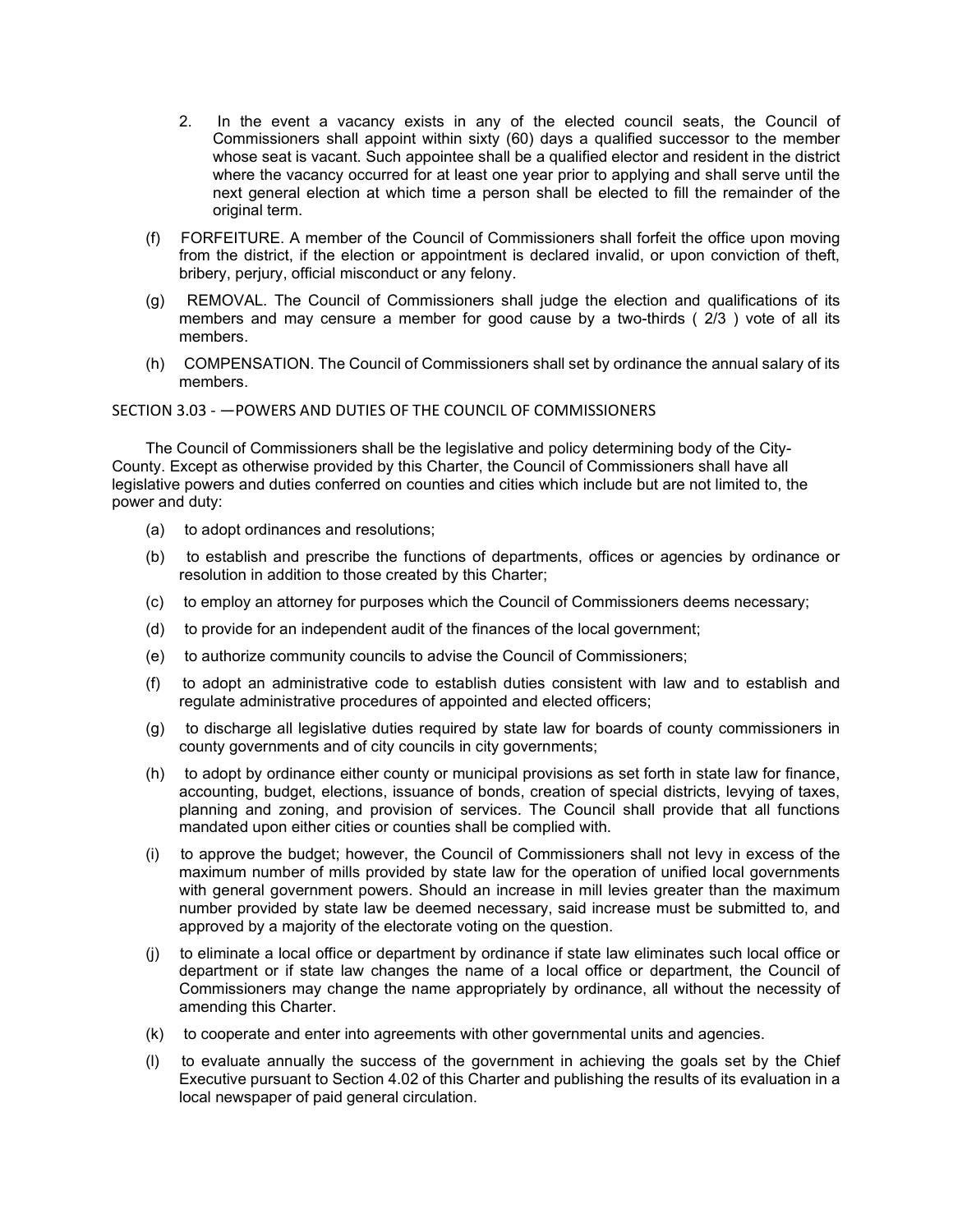2. In the event a vacancy exists in any of the elected council seats, the Council of Commissioners shall appoint within sixty (60) days a qualified successor to the member whose seat is vacant. Such appointee shall be a qualified elector and resident in the district where the vacancy occurred for at least one year prior to applying and shall serve until the next general election at which time a person shall be elected to fill the remainder of the original term.

(f) FORFEITURE. A member of the Council of Commissioners shall forfeit the office upon moving from the district, if the election or appointment is declared invalid, or upon conviction of theft, bribery, perjury, official misconduct or any felony.

(g) REMOVAL. The Council of Commissioners shall judge the election and qualifications of its members and may censure a member for good cause by a two-thirds ( 2/3 ) vote of all its members.

(h) COMPENSATION. The Council of Commissioners shall set by ordinance the annual salary of its members.

SECTION 3.03 - —POWERS AND DUTIES OF THE COUNCIL OF COMMISSIONERS

The Council of Commissioners shall be the legislative and policy determining body of the City-County. Except as otherwise provided by this Charter, the Council of Commissioners shall have all legislative powers and duties conferred on counties and cities which include but are not limited to, the power and duty:

(a) to adopt ordinances and resolutions;

(b) to establish and prescribe the functions of departments, offices or agencies by ordinance or resolution in addition to those created by this Charter;

(c) to employ an attorney for purposes which the Council of Commissioners deems necessary;

(d) to provide for an independent audit of the finances of the local government;

(e) to authorize community councils to advise the Council of Commissioners;

(f) to adopt an administrative code to establish duties consistent with law and to establish and regulate administrative procedures of appointed and elected officers;

(g) to discharge all legislative duties required by state law for boards of county commissioners in county governments and of city councils in city governments;

(h) to adopt by ordinance either county or municipal provisions as set forth in state law for finance, accounting, budget, elections, issuance of bonds, creation of special districts, levying of taxes, planning and zoning, and provision of services. The Council shall provide that all functions mandated upon either cities or counties shall be complied with.

(i) to approve the budget; however, the Council of Commissioners shall not levy in excess of the maximum number of mills provided by state law for the operation of unified local governments with general government powers. Should an increase in mill levies greater than the maximum number provided by state law be deemed necessary, said increase must be submitted to, and approved by a majority of the electorate voting on the question.

(j) to eliminate a local office or department by ordinance if state law eliminates such local office or department or if state law changes the name of a local office or department, the Council of Commissioners may change the name appropriately by ordinance, all without the necessity of amending this Charter.

(k) to cooperate and enter into agreements with other governmental units and agencies.

(l) to evaluate annually the success of the government in achieving the goals set by the Chief Executive pursuant to Section 4.02 of this Charter and publishing the results of its evaluation in a local newspaper of paid general circulation.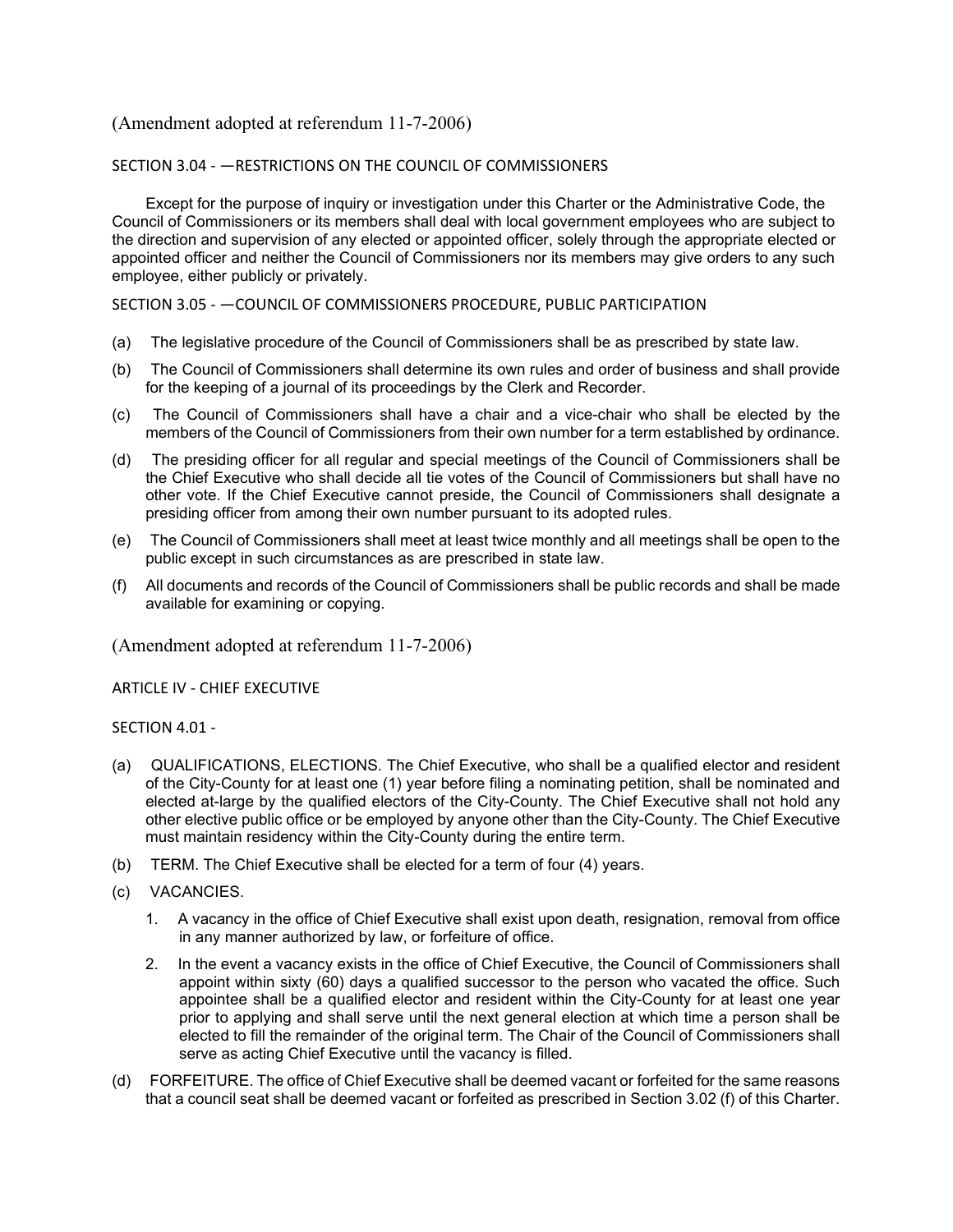(Amendment adopted at referendum 11-7-2006)

## SECTION 3.04 - —RESTRICTIONS ON THE COUNCIL OF COMMISSIONERS

Except for the purpose of inquiry or investigation under this Charter or the Administrative Code, the Council of Commissioners or its members shall deal with local government employees who are subject to the direction and supervision of any elected or appointed officer, solely through the appropriate elected or appointed officer and neither the Council of Commissioners nor its members may give orders to any such employee, either publicly or privately.

## SECTION 3.05 - —COUNCIL OF COMMISSIONERS PROCEDURE, PUBLIC PARTICIPATION

(a) The legislative procedure of the Council of Commissioners shall be as prescribed by state law.

(b) The Council of Commissioners shall determine its own rules and order of business and shall provide for the keeping of a journal of its proceedings by the Clerk and Recorder.

(c) The Council of Commissioners shall have a chair and a vice-chair who shall be elected by the members of the Council of Commissioners from their own number for a term established by ordinance.

(d) The presiding officer for all regular and special meetings of the Council of Commissioners shall be the Chief Executive who shall decide all tie votes of the Council of Commissioners but shall have no other vote. If the Chief Executive cannot preside, the Council of Commissioners shall designate a presiding officer from among their own number pursuant to its adopted rules.

(e) The Council of Commissioners shall meet at least twice monthly and all meetings shall be open to the public except in such circumstances as are prescribed in state law.

(f) All documents and records of the Council of Commissioners shall be public records and shall be made available for examining or copying.

(Amendment adopted at referendum 11-7-2006)

# ARTICLE IV - CHIEF EXECUTIVE

## SECTION 4.01 -

(a) QUALIFICATIONS, ELECTIONS. The Chief Executive, who shall be a qualified elector and resident of the City-County for at least one (1) year before filing a nominating petition, shall be nominated and elected at-large by the qualified electors of the City-County. The Chief Executive shall not hold any other elective public office or be employed by anyone other than the City-County. The Chief Executive must maintain residency within the City-County during the entire term.

(b) TERM. The Chief Executive shall be elected for a term of four (4) years.

(c) VACANCIES.

1. A vacancy in the office of Chief Executive shall exist upon death, resignation, removal from office in any manner authorized by law, or forfeiture of office.
2. In the event a vacancy exists in the office of Chief Executive, the Council of Commissioners shall appoint within sixty (60) days a qualified successor to the person who vacated the office. Such appointee shall be a qualified elector and resident within the City-County for at least one year prior to applying and shall serve until the next general election at which time a person shall be elected to fill the remainder of the original term. The Chair of the Council of Commissioners shall serve as acting Chief Executive until the vacancy is filled.

(d) FORFEITURE. The office of Chief Executive shall be deemed vacant or forfeited for the same reasons that a council seat shall be deemed vacant or forfeited as prescribed in Section 3.02 (f) of this Charter.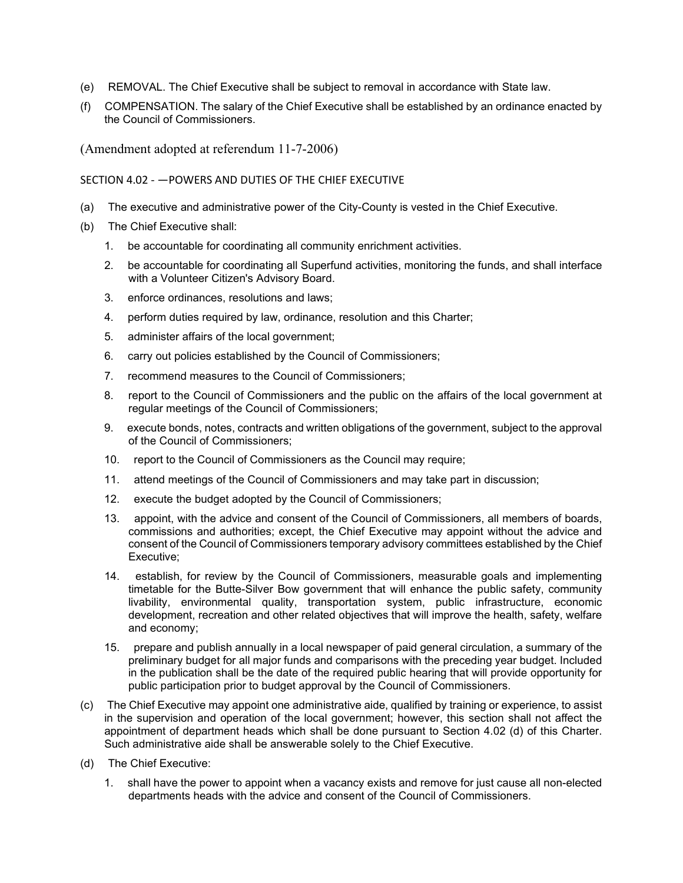(e) REMOVAL. The Chief Executive shall be subject to removal in accordance with State law.

(f) COMPENSATION. The salary of the Chief Executive shall be established by an ordinance enacted by the Council of Commissioners.

(Amendment adopted at referendum 11-7-2006)

SECTION 4.02 - —POWERS AND DUTIES OF THE CHIEF EXECUTIVE

(a) The executive and administrative power of the City-County is vested in the Chief Executive.

(b) The Chief Executive shall:

1. be accountable for coordinating all community enrichment activities.
2. be accountable for coordinating all Superfund activities, monitoring the funds, and shall interface with a Volunteer Citizen's Advisory Board.
3. enforce ordinances, resolutions and laws;
4. perform duties required by law, ordinance, resolution and this Charter;
5. administer affairs of the local government;
6. carry out policies established by the Council of Commissioners;
7. recommend measures to the Council of Commissioners;
8. report to the Council of Commissioners and the public on the affairs of the local government at regular meetings of the Council of Commissioners;
9. execute bonds, notes, contracts and written obligations of the government, subject to the approval of the Council of Commissioners;
10. report to the Council of Commissioners as the Council may require;
11. attend meetings of the Council of Commissioners and may take part in discussion;
12. execute the budget adopted by the Council of Commissioners;
13. appoint, with the advice and consent of the Council of Commissioners, all members of boards, commissions and authorities; except, the Chief Executive may appoint without the advice and consent of the Council of Commissioners temporary advisory committees established by the Chief Executive;
14. establish, for review by the Council of Commissioners, measurable goals and implementing timetable for the Butte-Silver Bow government that will enhance the public safety, community livability, environmental quality, transportation system, public infrastructure, economic development, recreation and other related objectives that will improve the health, safety, welfare and economy;
15. prepare and publish annually in a local newspaper of paid general circulation, a summary of the preliminary budget for all major funds and comparisons with the preceding year budget. Included in the publication shall be the date of the required public hearing that will provide opportunity for public participation prior to budget approval by the Council of Commissioners.

(c) The Chief Executive may appoint one administrative aide, qualified by training or experience, to assist in the supervision and operation of the local government; however, this section shall not affect the appointment of department heads which shall be done pursuant to Section 4.02 (d) of this Charter. Such administrative aide shall be answerable solely to the Chief Executive.

(d) The Chief Executive:

1. shall have the power to appoint when a vacancy exists and remove for just cause all non-elected departments heads with the advice and consent of the Council of Commissioners.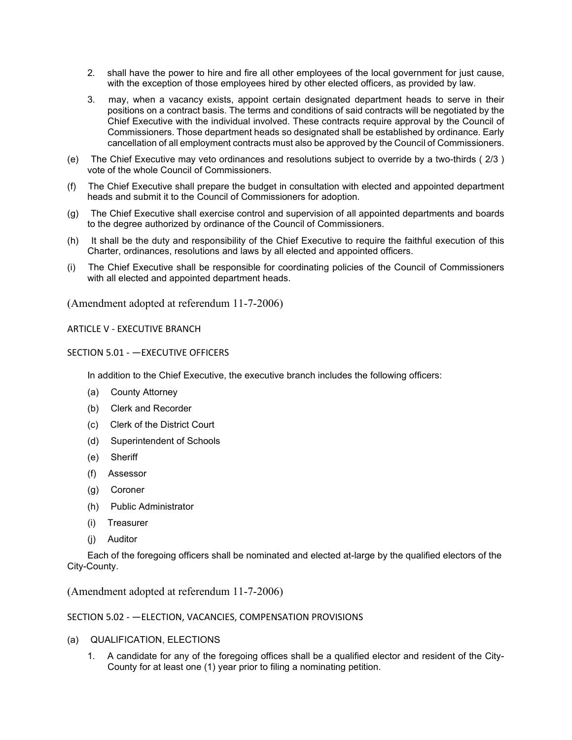2. shall have the power to hire and fire all other employees of the local government for just cause, with the exception of those employees hired by other elected officers, as provided by law.

3. may, when a vacancy exists, appoint certain designated department heads to serve in their positions on a contract basis. The terms and conditions of said contracts will be negotiated by the Chief Executive with the individual involved. These contracts require approval by the Council of Commissioners. Those department heads so designated shall be established by ordinance. Early cancellation of all employment contracts must also be approved by the Council of Commissioners.

(e) The Chief Executive may veto ordinances and resolutions subject to override by a two-thirds ( 2/3 ) vote of the whole Council of Commissioners.

(f) The Chief Executive shall prepare the budget in consultation with elected and appointed department heads and submit it to the Council of Commissioners for adoption.

(g) The Chief Executive shall exercise control and supervision of all appointed departments and boards to the degree authorized by ordinance of the Council of Commissioners.

(h) It shall be the duty and responsibility of the Chief Executive to require the faithful execution of this Charter, ordinances, resolutions and laws by all elected and appointed officers.

(i) The Chief Executive shall be responsible for coordinating policies of the Council of Commissioners with all elected and appointed department heads.

(Amendment adopted at referendum 11-7-2006)

## ARTICLE V - EXECUTIVE BRANCH

### SECTION 5.01 - —EXECUTIVE OFFICERS

In addition to the Chief Executive, the executive branch includes the following officers:

(a) County Attorney

(b) Clerk and Recorder

(c) Clerk of the District Court

(d) Superintendent of Schools

(e) Sheriff

(f) Assessor

(g) Coroner

(h) Public Administrator

(i) Treasurer

(j) Auditor

Each of the foregoing officers shall be nominated and elected at-large by the qualified electors of the City-County.

(Amendment adopted at referendum 11-7-2006)

### SECTION 5.02 - —ELECTION, VACANCIES, COMPENSATION PROVISIONS

(a) QUALIFICATION, ELECTIONS

1. A candidate for any of the foregoing offices shall be a qualified elector and resident of the City-County for at least one (1) year prior to filing a nominating petition.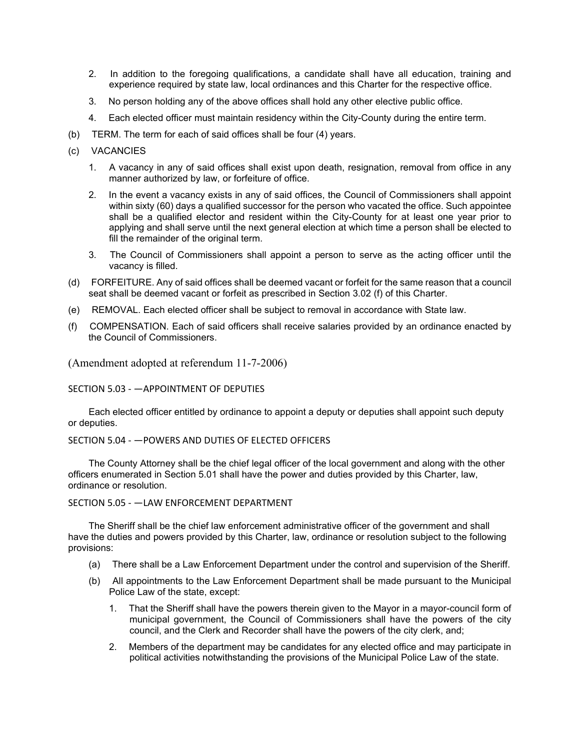2. In addition to the foregoing qualifications, a candidate shall have all education, training and experience required by state law, local ordinances and this Charter for the respective office.

3. No person holding any of the above offices shall hold any other elective public office.

4. Each elected officer must maintain residency within the City-County during the entire term.

(b) TERM. The term for each of said offices shall be four (4) years.

(c) VACANCIES

1. A vacancy in any of said offices shall exist upon death, resignation, removal from office in any manner authorized by law, or forfeiture of office.

2. In the event a vacancy exists in any of said offices, the Council of Commissioners shall appoint within sixty (60) days a qualified successor for the person who vacated the office. Such appointee shall be a qualified elector and resident within the City-County for at least one year prior to applying and shall serve until the next general election at which time a person shall be elected to fill the remainder of the original term.

3. The Council of Commissioners shall appoint a person to serve as the acting officer until the vacancy is filled.

(d) FORFEITURE. Any of said offices shall be deemed vacant or forfeit for the same reason that a council seat shall be deemed vacant or forfeit as prescribed in Section 3.02 (f) of this Charter.

(e) REMOVAL. Each elected officer shall be subject to removal in accordance with State law.

(f) COMPENSATION. Each of said officers shall receive salaries provided by an ordinance enacted by the Council of Commissioners.

(Amendment adopted at referendum 11-7-2006)

SECTION 5.03 - —APPOINTMENT OF DEPUTIES

Each elected officer entitled by ordinance to appoint a deputy or deputies shall appoint such deputy or deputies.

SECTION 5.04 - —POWERS AND DUTIES OF ELECTED OFFICERS

The County Attorney shall be the chief legal officer of the local government and along with the other officers enumerated in Section 5.01 shall have the power and duties provided by this Charter, law, ordinance or resolution.

SECTION 5.05 - —LAW ENFORCEMENT DEPARTMENT

The Sheriff shall be the chief law enforcement administrative officer of the government and shall have the duties and powers provided by this Charter, law, ordinance or resolution subject to the following provisions:

(a) There shall be a Law Enforcement Department under the control and supervision of the Sheriff.

(b) All appointments to the Law Enforcement Department shall be made pursuant to the Municipal Police Law of the state, except:

1. That the Sheriff shall have the powers therein given to the Mayor in a mayor-council form of municipal government, the Council of Commissioners shall have the powers of the city council, and the Clerk and Recorder shall have the powers of the city clerk, and;

2. Members of the department may be candidates for any elected office and may participate in political activities notwithstanding the provisions of the Municipal Police Law of the state.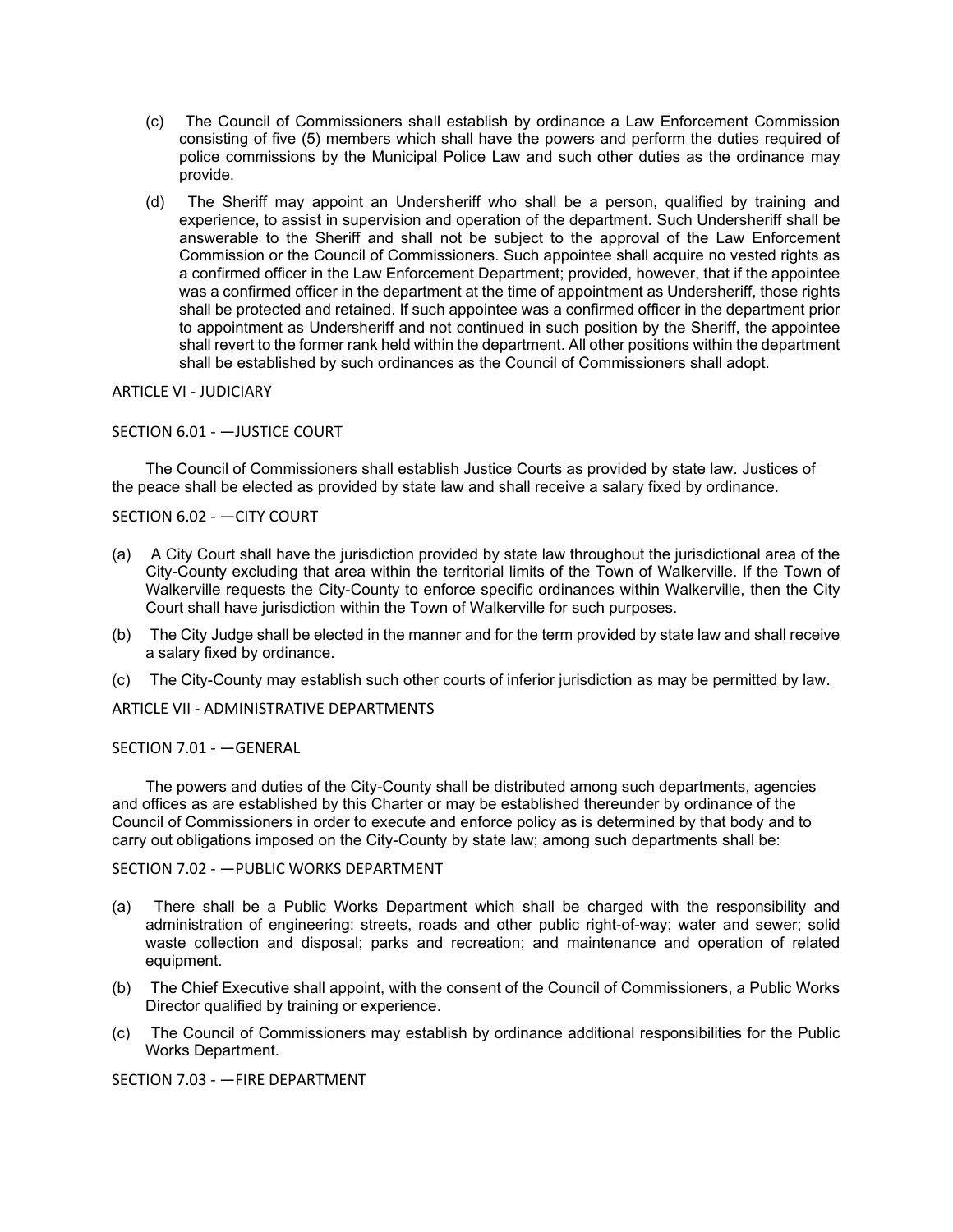(c) The Council of Commissioners shall establish by ordinance a Law Enforcement Commission consisting of five (5) members which shall have the powers and perform the duties required of police commissions by the Municipal Police Law and such other duties as the ordinance may provide.

(d) The Sheriff may appoint an Undersheriff who shall be a person, qualified by training and experience, to assist in supervision and operation of the department. Such Undersheriff shall be answerable to the Sheriff and shall not be subject to the approval of the Law Enforcement Commission or the Council of Commissioners. Such appointee shall acquire no vested rights as a confirmed officer in the Law Enforcement Department; provided, however, that if the appointee was a confirmed officer in the department at the time of appointment as Undersheriff, those rights shall be protected and retained. If such appointee was a confirmed officer in the department prior to appointment as Undersheriff and not continued in such position by the Sheriff, the appointee shall revert to the former rank held within the department. All other positions within the department shall be established by such ordinances as the Council of Commissioners shall adopt.

## ARTICLE VI - JUDICIARY

### SECTION 6.01 - —JUSTICE COURT

The Council of Commissioners shall establish Justice Courts as provided by state law. Justices of the peace shall be elected as provided by state law and shall receive a salary fixed by ordinance.

### SECTION 6.02 - —CITY COURT

(a) A City Court shall have the jurisdiction provided by state law throughout the jurisdictional area of the City-County excluding that area within the territorial limits of the Town of Walkerville. If the Town of Walkerville requests the City-County to enforce specific ordinances within Walkerville, then the City Court shall have jurisdiction within the Town of Walkerville for such purposes.

(b) The City Judge shall be elected in the manner and for the term provided by state law and shall receive a salary fixed by ordinance.

(c) The City-County may establish such other courts of inferior jurisdiction as may be permitted by law.

## ARTICLE VII - ADMINISTRATIVE DEPARTMENTS

### SECTION 7.01 - —GENERAL

The powers and duties of the City-County shall be distributed among such departments, agencies and offices as are established by this Charter or may be established thereunder by ordinance of the Council of Commissioners in order to execute and enforce policy as is determined by that body and to carry out obligations imposed on the City-County by state law; among such departments shall be:

### SECTION 7.02 - —PUBLIC WORKS DEPARTMENT

(a) There shall be a Public Works Department which shall be charged with the responsibility and administration of engineering: streets, roads and other public right-of-way; water and sewer; solid waste collection and disposal; parks and recreation; and maintenance and operation of related equipment.

(b) The Chief Executive shall appoint, with the consent of the Council of Commissioners, a Public Works Director qualified by training or experience.

(c) The Council of Commissioners may establish by ordinance additional responsibilities for the Public Works Department.

### SECTION 7.03 - —FIRE DEPARTMENT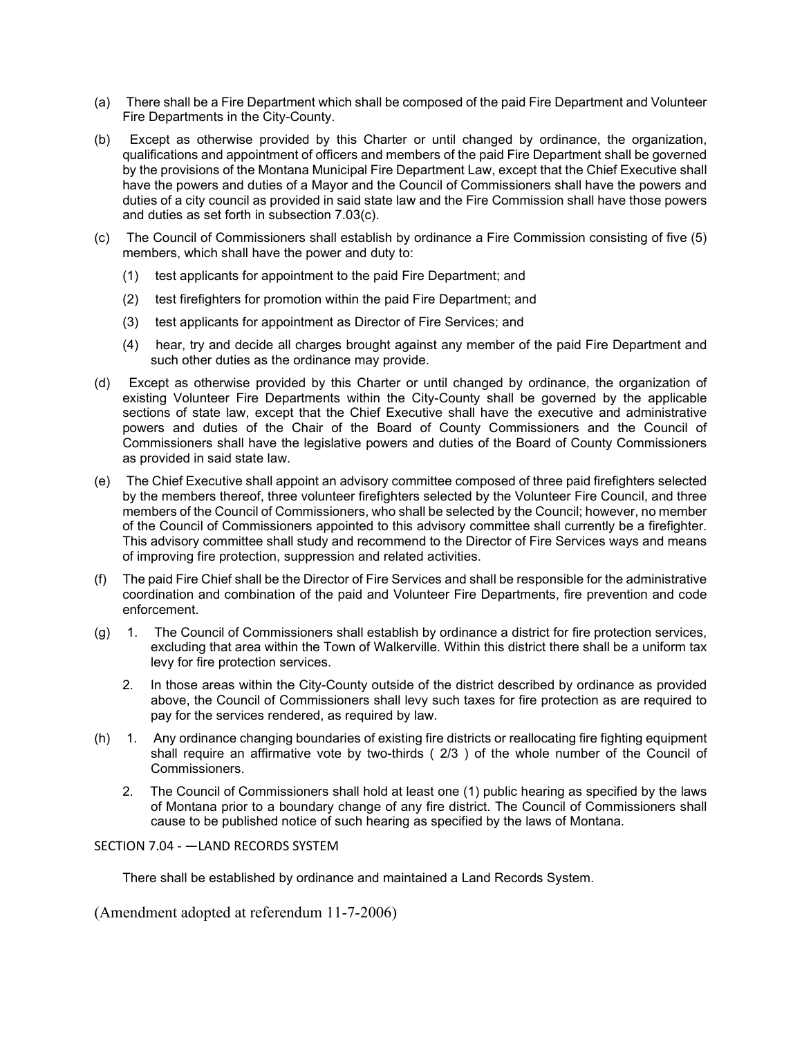(a) There shall be a Fire Department which shall be composed of the paid Fire Department and Volunteer Fire Departments in the City-County.

(b) Except as otherwise provided by this Charter or until changed by ordinance, the organization, qualifications and appointment of officers and members of the paid Fire Department shall be governed by the provisions of the Montana Municipal Fire Department Law, except that the Chief Executive shall have the powers and duties of a Mayor and the Council of Commissioners shall have the powers and duties of a city council as provided in said state law and the Fire Commission shall have those powers and duties as set forth in subsection 7.03(c).

(c) The Council of Commissioners shall establish by ordinance a Fire Commission consisting of five (5) members, which shall have the power and duty to:

   (1) test applicants for appointment to the paid Fire Department; and

   (2) test firefighters for promotion within the paid Fire Department; and

   (3) test applicants for appointment as Director of Fire Services; and

   (4) hear, try and decide all charges brought against any member of the paid Fire Department and such other duties as the ordinance may provide.

(d) Except as otherwise provided by this Charter or until changed by ordinance, the organization of existing Volunteer Fire Departments within the City-County shall be governed by the applicable sections of state law, except that the Chief Executive shall have the executive and administrative powers and duties of the Chair of the Board of County Commissioners and the Council of Commissioners shall have the legislative powers and duties of the Board of County Commissioners as provided in said state law.

(e) The Chief Executive shall appoint an advisory committee composed of three paid firefighters selected by the members thereof, three volunteer firefighters selected by the Volunteer Fire Council, and three members of the Council of Commissioners, who shall be selected by the Council; however, no member of the Council of Commissioners appointed to this advisory committee shall currently be a firefighter. This advisory committee shall study and recommend to the Director of Fire Services ways and means of improving fire protection, suppression and related activities.

(f) The paid Fire Chief shall be the Director of Fire Services and shall be responsible for the administrative coordination and combination of the paid and Volunteer Fire Departments, fire prevention and code enforcement.

(g) 1. The Council of Commissioners shall establish by ordinance a district for fire protection services, excluding that area within the Town of Walkerville. Within this district there shall be a uniform tax levy for fire protection services.

   2. In those areas within the City-County outside of the district described by ordinance as provided above, the Council of Commissioners shall levy such taxes for fire protection as are required to pay for the services rendered, as required by law.

(h) 1. Any ordinance changing boundaries of existing fire districts or reallocating fire fighting equipment shall require an affirmative vote by two-thirds ( 2/3 ) of the whole number of the Council of Commissioners.

   2. The Council of Commissioners shall hold at least one (1) public hearing as specified by the laws of Montana prior to a boundary change of any fire district. The Council of Commissioners shall cause to be published notice of such hearing as specified by the laws of Montana.

SECTION 7.04 - —LAND RECORDS SYSTEM

There shall be established by ordinance and maintained a Land Records System.

(Amendment adopted at referendum 11-7-2006)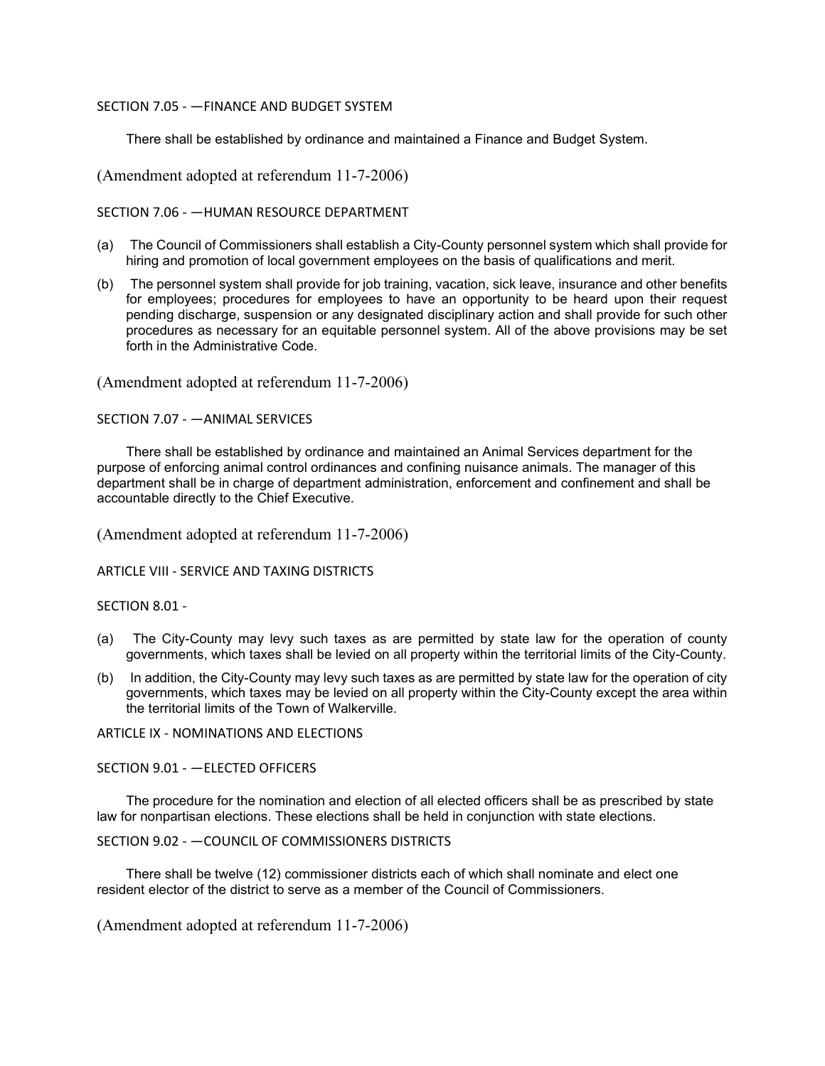### SECTION 7.05 - —FINANCE AND BUDGET SYSTEM

There shall be established by ordinance and maintained a Finance and Budget System.

(Amendment adopted at referendum 11-7-2006)

### SECTION 7.06 - —HUMAN RESOURCE DEPARTMENT

(a) The Council of Commissioners shall establish a City-County personnel system which shall provide for hiring and promotion of local government employees on the basis of qualifications and merit.

(b) The personnel system shall provide for job training, vacation, sick leave, insurance and other benefits for employees; procedures for employees to have an opportunity to be heard upon their request pending discharge, suspension or any designated disciplinary action and shall provide for such other procedures as necessary for an equitable personnel system. All of the above provisions may be set forth in the Administrative Code.

(Amendment adopted at referendum 11-7-2006)

### SECTION 7.07 - —ANIMAL SERVICES

There shall be established by ordinance and maintained an Animal Services department for the purpose of enforcing animal control ordinances and confining nuisance animals. The manager of this department shall be in charge of department administration, enforcement and confinement and shall be accountable directly to the Chief Executive.

(Amendment adopted at referendum 11-7-2006)

## ARTICLE VIII - SERVICE AND TAXING DISTRICTS

### SECTION 8.01 -

(a) The City-County may levy such taxes as are permitted by state law for the operation of county governments, which taxes shall be levied on all property within the territorial limits of the City-County.

(b) In addition, the City-County may levy such taxes as are permitted by state law for the operation of city governments, which taxes may be levied on all property within the City-County except the area within the territorial limits of the Town of Walkerville.

## ARTICLE IX - NOMINATIONS AND ELECTIONS

### SECTION 9.01 - —ELECTED OFFICERS

The procedure for the nomination and election of all elected officers shall be as prescribed by state law for nonpartisan elections. These elections shall be held in conjunction with state elections.

### SECTION 9.02 - —COUNCIL OF COMMISSIONERS DISTRICTS

There shall be twelve (12) commissioner districts each of which shall nominate and elect one resident elector of the district to serve as a member of the Council of Commissioners.

(Amendment adopted at referendum 11-7-2006)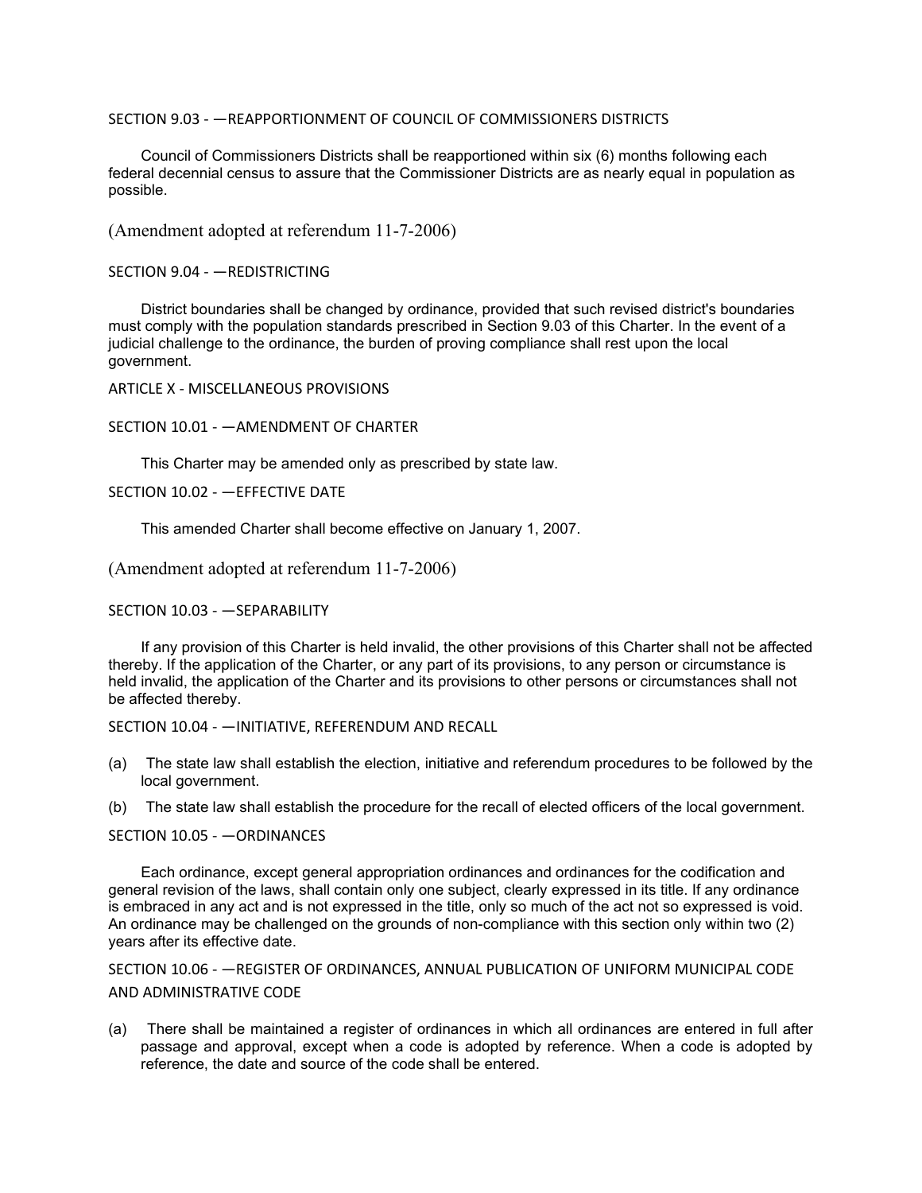### SECTION 9.03 - —REAPPORTIONMENT OF COUNCIL OF COMMISSIONERS DISTRICTS

Council of Commissioners Districts shall be reapportioned within six (6) months following each federal decennial census to assure that the Commissioner Districts are as nearly equal in population as possible.

(Amendment adopted at referendum 11-7-2006)

### SECTION 9.04 - —REDISTRICTING

District boundaries shall be changed by ordinance, provided that such revised district's boundaries must comply with the population standards prescribed in Section 9.03 of this Charter. In the event of a judicial challenge to the ordinance, the burden of proving compliance shall rest upon the local government.

## ARTICLE X - MISCELLANEOUS PROVISIONS

### SECTION 10.01 - —AMENDMENT OF CHARTER

This Charter may be amended only as prescribed by state law.

### SECTION 10.02 - —EFFECTIVE DATE

This amended Charter shall become effective on January 1, 2007.

(Amendment adopted at referendum 11-7-2006)

### SECTION 10.03 - —SEPARABILITY

If any provision of this Charter is held invalid, the other provisions of this Charter shall not be affected thereby. If the application of the Charter, or any part of its provisions, to any person or circumstance is held invalid, the application of the Charter and its provisions to other persons or circumstances shall not be affected thereby.

### SECTION 10.04 - —INITIATIVE, REFERENDUM AND RECALL

(a) The state law shall establish the election, initiative and referendum procedures to be followed by the local government.

(b) The state law shall establish the procedure for the recall of elected officers of the local government.

### SECTION 10.05 - —ORDINANCES

Each ordinance, except general appropriation ordinances and ordinances for the codification and general revision of the laws, shall contain only one subject, clearly expressed in its title. If any ordinance is embraced in any act and is not expressed in the title, only so much of the act not so expressed is void. An ordinance may be challenged on the grounds of non-compliance with this section only within two (2) years after its effective date.

### SECTION 10.06 - —REGISTER OF ORDINANCES, ANNUAL PUBLICATION OF UNIFORM MUNICIPAL CODE AND ADMINISTRATIVE CODE

(a) There shall be maintained a register of ordinances in which all ordinances are entered in full after passage and approval, except when a code is adopted by reference. When a code is adopted by reference, the date and source of the code shall be entered.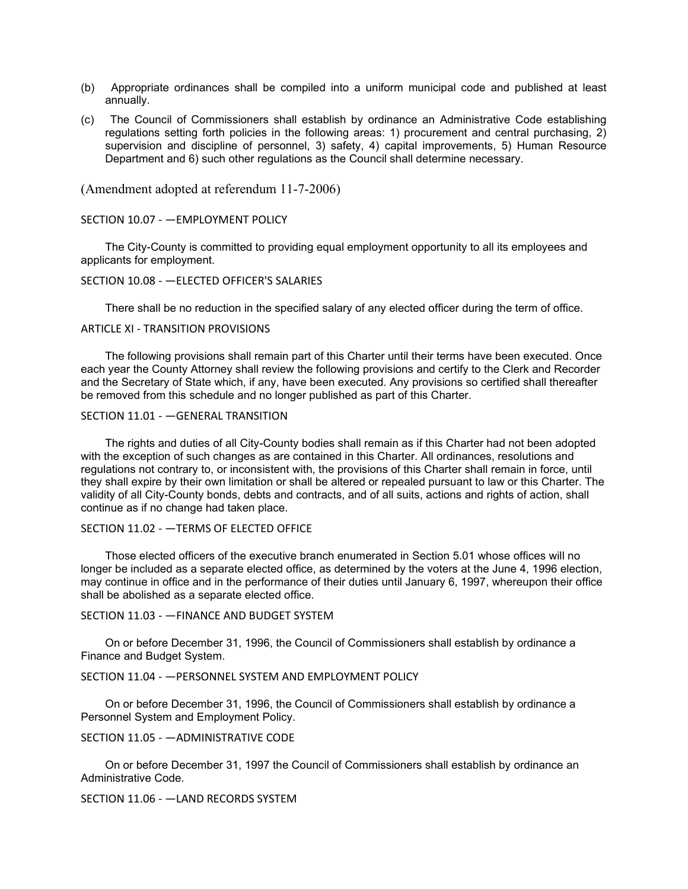(b) Appropriate ordinances shall be compiled into a uniform municipal code and published at least annually.

(c) The Council of Commissioners shall establish by ordinance an Administrative Code establishing regulations setting forth policies in the following areas: 1) procurement and central purchasing, 2) supervision and discipline of personnel, 3) safety, 4) capital improvements, 5) Human Resource Department and 6) such other regulations as the Council shall determine necessary.

(Amendment adopted at referendum 11-7-2006)

SECTION 10.07 - —EMPLOYMENT POLICY

The City-County is committed to providing equal employment opportunity to all its employees and applicants for employment.

SECTION 10.08 - —ELECTED OFFICER'S SALARIES

There shall be no reduction in the specified salary of any elected officer during the term of office.

ARTICLE XI - TRANSITION PROVISIONS

The following provisions shall remain part of this Charter until their terms have been executed. Once each year the County Attorney shall review the following provisions and certify to the Clerk and Recorder and the Secretary of State which, if any, have been executed. Any provisions so certified shall thereafter be removed from this schedule and no longer published as part of this Charter.

SECTION 11.01 - —GENERAL TRANSITION

The rights and duties of all City-County bodies shall remain as if this Charter had not been adopted with the exception of such changes as are contained in this Charter. All ordinances, resolutions and regulations not contrary to, or inconsistent with, the provisions of this Charter shall remain in force, until they shall expire by their own limitation or shall be altered or repealed pursuant to law or this Charter. The validity of all City-County bonds, debts and contracts, and of all suits, actions and rights of action, shall continue as if no change had taken place.

SECTION 11.02 - —TERMS OF ELECTED OFFICE

Those elected officers of the executive branch enumerated in Section 5.01 whose offices will no longer be included as a separate elected office, as determined by the voters at the June 4, 1996 election, may continue in office and in the performance of their duties until January 6, 1997, whereupon their office shall be abolished as a separate elected office.

SECTION 11.03 - —FINANCE AND BUDGET SYSTEM

On or before December 31, 1996, the Council of Commissioners shall establish by ordinance a Finance and Budget System.

SECTION 11.04 - —PERSONNEL SYSTEM AND EMPLOYMENT POLICY

On or before December 31, 1996, the Council of Commissioners shall establish by ordinance a Personnel System and Employment Policy.

SECTION 11.05 - —ADMINISTRATIVE CODE

On or before December 31, 1997 the Council of Commissioners shall establish by ordinance an Administrative Code.

SECTION 11.06 - —LAND RECORDS SYSTEM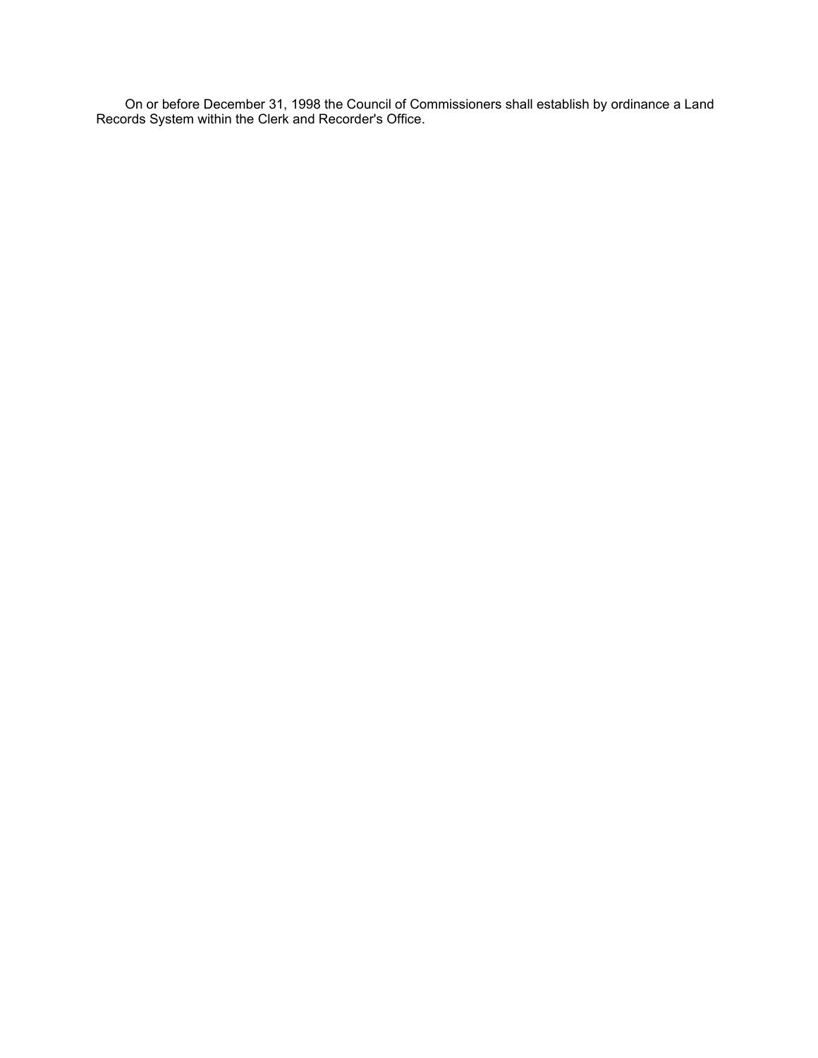On or before December 31, 1998 the Council of Commissioners shall establish by ordinance a Land Records System within the Clerk and Recorder's Office.